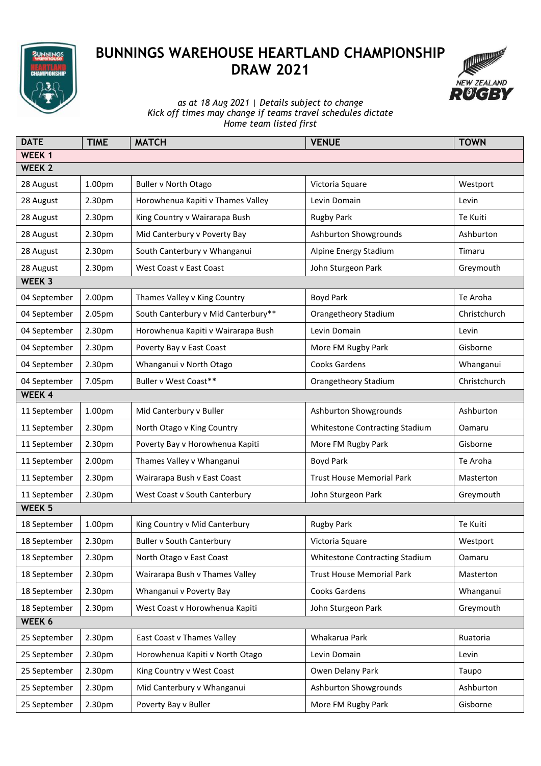# BUNNINGS WAREHOUSE HEARTLAND CHAMPIONSHIP DRAW 2021

*as at 18 Aug 2021 | Details subject to change*
*Kick off times may change if teams travel schedules dictate*
*Home team listed first*

| DATE | TIME | MATCH | VENUE | TOWN |
|---|---|---|---|---|
| **WEEK 1** | | | | |
| **WEEK 2** | | | | |
| 28 August | 1.00pm | Buller v North Otago | Victoria Square | Westport |
| 28 August | 2.30pm | Horowhenua Kapiti v Thames Valley | Levin Domain | Levin |
| 28 August | 2.30pm | King Country v Wairarapa Bush | Rugby Park | Te Kuiti |
| 28 August | 2.30pm | Mid Canterbury v Poverty Bay | Ashburton Showgrounds | Ashburton |
| 28 August | 2.30pm | South Canterbury v Whanganui | Alpine Energy Stadium | Timaru |
| 28 August | 2.30pm | West Coast v East Coast | John Sturgeon Park | Greymouth |
| **WEEK 3** | | | | |
| 04 September | 2.00pm | Thames Valley v King Country | Boyd Park | Te Aroha |
| 04 September | 2.05pm | South Canterbury v Mid Canterbury** | Orangetheory Stadium | Christchurch |
| 04 September | 2.30pm | Horowhenua Kapiti v Wairarapa Bush | Levin Domain | Levin |
| 04 September | 2.30pm | Poverty Bay v East Coast | More FM Rugby Park | Gisborne |
| 04 September | 2.30pm | Whanganui v North Otago | Cooks Gardens | Whanganui |
| 04 September | 7.05pm | Buller v West Coast** | Orangetheory Stadium | Christchurch |
| **WEEK 4** | | | | |
| 11 September | 1.00pm | Mid Canterbury v Buller | Ashburton Showgrounds | Ashburton |
| 11 September | 2.30pm | North Otago v King Country | Whitestone Contracting Stadium | Oamaru |
| 11 September | 2.30pm | Poverty Bay v Horowhenua Kapiti | More FM Rugby Park | Gisborne |
| 11 September | 2.00pm | Thames Valley v Whanganui | Boyd Park | Te Aroha |
| 11 September | 2.30pm | Wairarapa Bush v East Coast | Trust House Memorial Park | Masterton |
| 11 September | 2.30pm | West Coast v South Canterbury | John Sturgeon Park | Greymouth |
| **WEEK 5** | | | | |
| 18 September | 1.00pm | King Country v Mid Canterbury | Rugby Park | Te Kuiti |
| 18 September | 2.30pm | Buller v South Canterbury | Victoria Square | Westport |
| 18 September | 2.30pm | North Otago v East Coast | Whitestone Contracting Stadium | Oamaru |
| 18 September | 2.30pm | Wairarapa Bush v Thames Valley | Trust House Memorial Park | Masterton |
| 18 September | 2.30pm | Whanganui v Poverty Bay | Cooks Gardens | Whanganui |
| 18 September | 2.30pm | West Coast v Horowhenua Kapiti | John Sturgeon Park | Greymouth |
| **WEEK 6** | | | | |
| 25 September | 2.30pm | East Coast v Thames Valley | Whakarua Park | Ruatoria |
| 25 September | 2.30pm | Horowhenua Kapiti v North Otago | Levin Domain | Levin |
| 25 September | 2.30pm | King Country v West Coast | Owen Delany Park | Taupo |
| 25 September | 2.30pm | Mid Canterbury v Whanganui | Ashburton Showgrounds | Ashburton |
| 25 September | 2.30pm | Poverty Bay v Buller | More FM Rugby Park | Gisborne |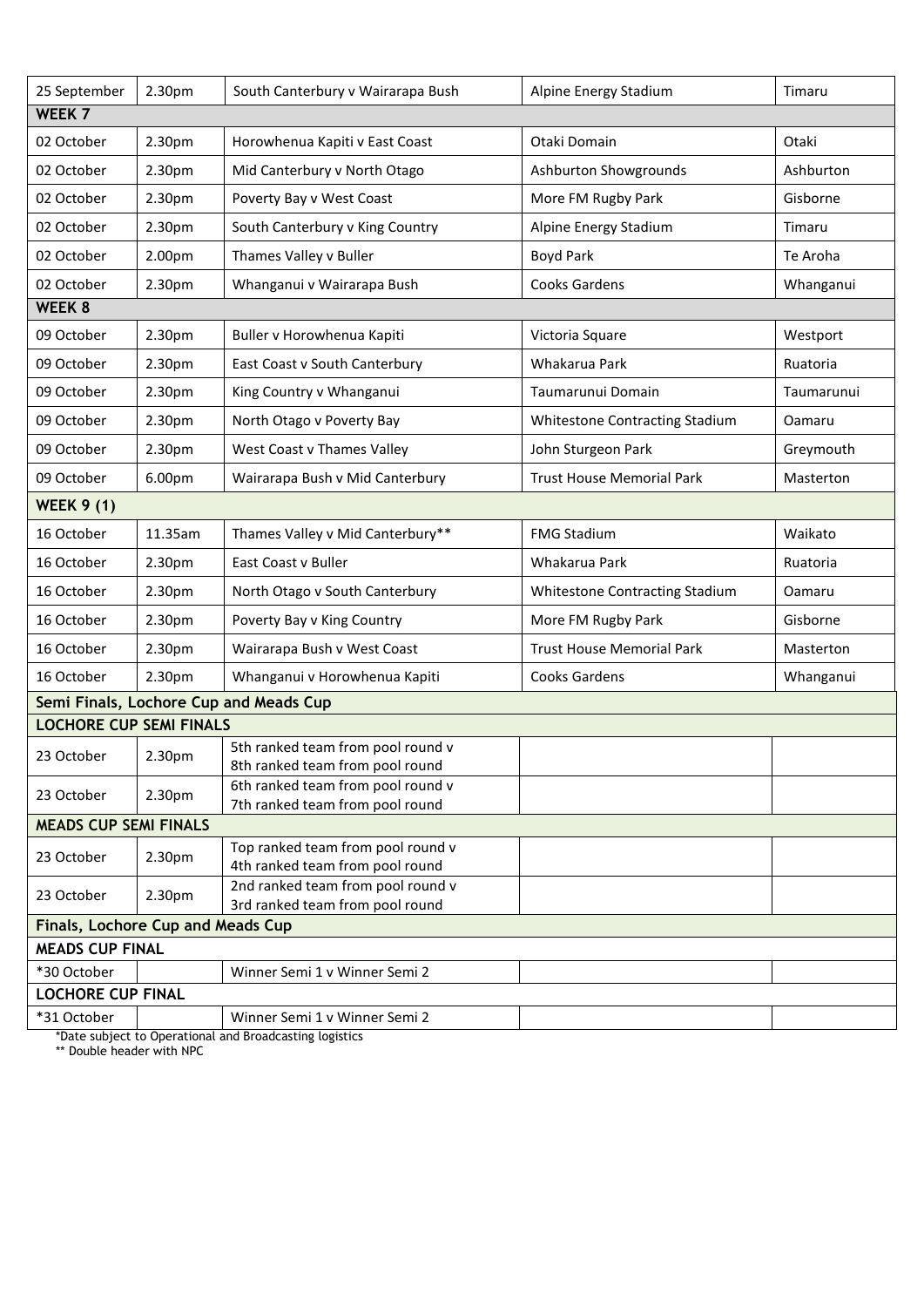| | | | | |
|---|---|---|---|---|
| 25 September | 2.30pm | South Canterbury v Wairarapa Bush | Alpine Energy Stadium | Timaru |
| **WEEK 7** | | | | |
| 02 October | 2.30pm | Horowhenua Kapiti v East Coast | Otaki Domain | Otaki |
| 02 October | 2.30pm | Mid Canterbury v North Otago | Ashburton Showgrounds | Ashburton |
| 02 October | 2.30pm | Poverty Bay v West Coast | More FM Rugby Park | Gisborne |
| 02 October | 2.30pm | South Canterbury v King Country | Alpine Energy Stadium | Timaru |
| 02 October | 2.00pm | Thames Valley v Buller | Boyd Park | Te Aroha |
| 02 October | 2.30pm | Whanganui v Wairarapa Bush | Cooks Gardens | Whanganui |
| **WEEK 8** | | | | |
| 09 October | 2.30pm | Buller v Horowhenua Kapiti | Victoria Square | Westport |
| 09 October | 2.30pm | East Coast v South Canterbury | Whakarua Park | Ruatoria |
| 09 October | 2.30pm | King Country v Whanganui | Taumarunui Domain | Taumarunui |
| 09 October | 2.30pm | North Otago v Poverty Bay | Whitestone Contracting Stadium | Oamaru |
| 09 October | 2.30pm | West Coast v Thames Valley | John Sturgeon Park | Greymouth |
| 09 October | 6.00pm | Wairarapa Bush v Mid Canterbury | Trust House Memorial Park | Masterton |
| **WEEK 9 (1)** | | | | |
| 16 October | 11.35am | Thames Valley v Mid Canterbury** | FMG Stadium | Waikato |
| 16 October | 2.30pm | East Coast v Buller | Whakarua Park | Ruatoria |
| 16 October | 2.30pm | North Otago v South Canterbury | Whitestone Contracting Stadium | Oamaru |
| 16 October | 2.30pm | Poverty Bay v King Country | More FM Rugby Park | Gisborne |
| 16 October | 2.30pm | Wairarapa Bush v West Coast | Trust House Memorial Park | Masterton |
| 16 October | 2.30pm | Whanganui v Horowhenua Kapiti | Cooks Gardens | Whanganui |
| **Semi Finals, Lochore Cup and Meads Cup** | | | | |
| **LOCHORE CUP SEMI FINALS** | | | | |
| 23 October | 2.30pm | 5th ranked team from pool round v 8th ranked team from pool round | | |
| 23 October | 2.30pm | 6th ranked team from pool round v 7th ranked team from pool round | | |
| **MEADS CUP SEMI FINALS** | | | | |
| 23 October | 2.30pm | Top ranked team from pool round v 4th ranked team from pool round | | |
| 23 October | 2.30pm | 2nd ranked team from pool round v 3rd ranked team from pool round | | |
| **Finals, Lochore Cup and Meads Cup** | | | | |
| **MEADS CUP FINAL** | | | | |
| *30 October | | Winner Semi 1 v Winner Semi 2 | | |
| **LOCHORE CUP FINAL** | | | | |
| *31 October | | Winner Semi 1 v Winner Semi 2 | | |

*Date subject to Operational and Broadcasting logistics

** Double header with NPC